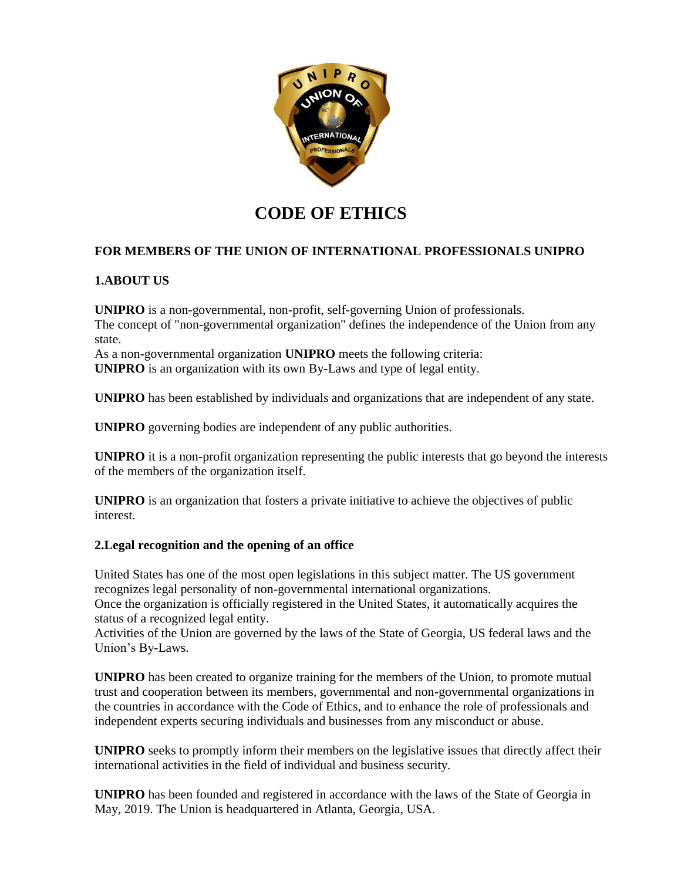# CODE OF ETHICS

### FOR MEMBERS OF THE UNION OF INTERNATIONAL PROFESSIONALS UNIPRO

### 1.ABOUT US

**UNIPRO** is a non-governmental, non-profit, self-governing Union of professionals.
The concept of "non-governmental organization" defines the independence of the Union from any state.
As a non-governmental organization **UNIPRO** meets the following criteria:
**UNIPRO** is an organization with its own By-Laws and type of legal entity.

**UNIPRO** has been established by individuals and organizations that are independent of any state.

**UNIPRO** governing bodies are independent of any public authorities.

**UNIPRO** it is a non-profit organization representing the public interests that go beyond the interests of the members of the organization itself.

**UNIPRO** is an organization that fosters a private initiative to achieve the objectives of public interest.

### 2.Legal recognition and the opening of an office

United States has one of the most open legislations in this subject matter. The US government recognizes legal personality of non-governmental international organizations.
Once the organization is officially registered in the United States, it automatically acquires the status of a recognized legal entity.
Activities of the Union are governed by the laws of the State of Georgia, US federal laws and the Union's By-Laws.

**UNIPRO** has been created to organize training for the members of the Union, to promote mutual trust and cooperation between its members, governmental and non-governmental organizations in the countries in accordance with the Code of Ethics, and to enhance the role of professionals and independent experts securing individuals and businesses from any misconduct or abuse.

**UNIPRO** seeks to promptly inform their members on the legislative issues that directly affect their international activities in the field of individual and business security.

**UNIPRO** has been founded and registered in accordance with the laws of the State of Georgia in May, 2019. The Union is headquartered in Atlanta, Georgia, USA.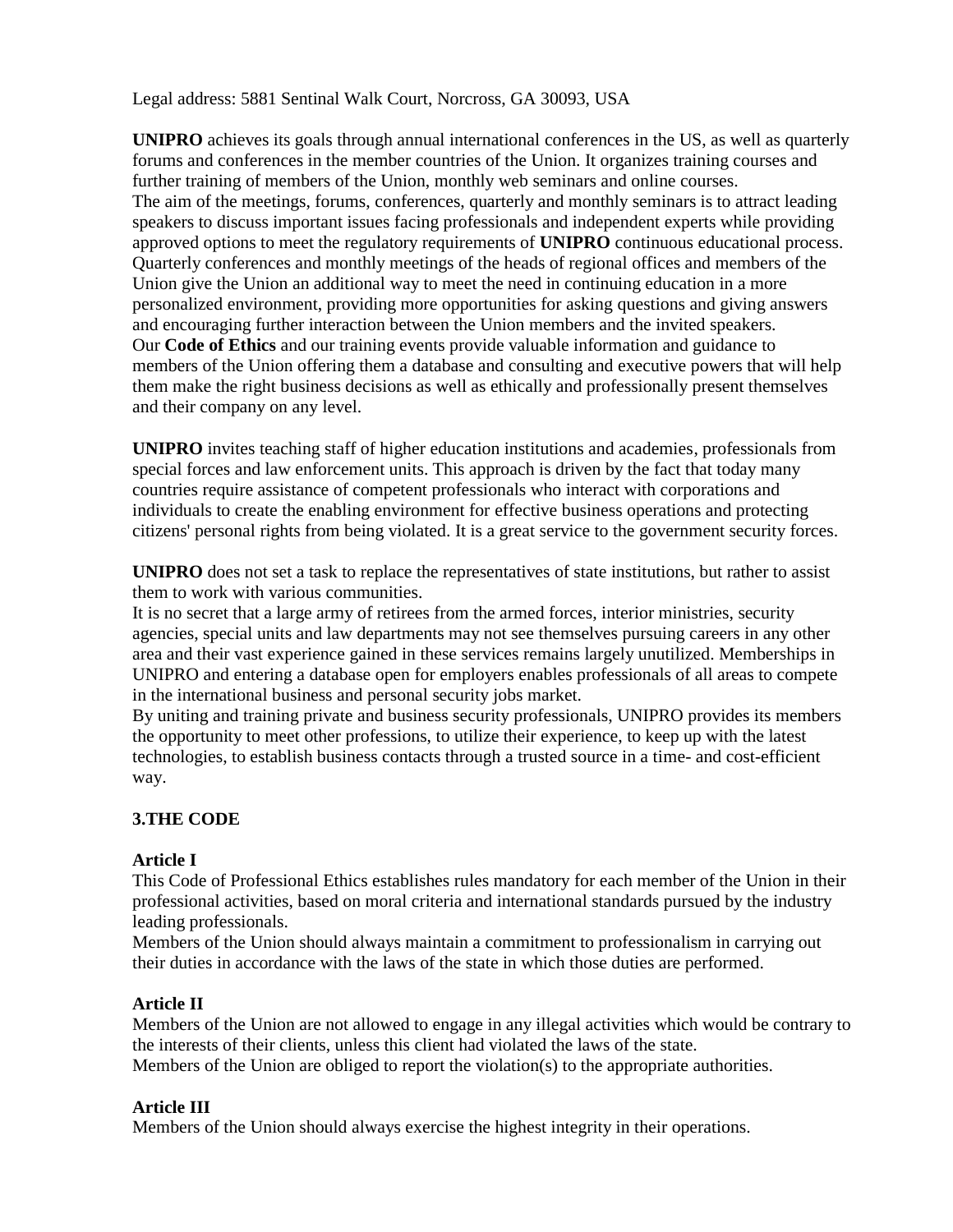Legal address: 5881 Sentinal Walk Court, Norcross, GA 30093, USA

**UNIPRO** achieves its goals through annual international conferences in the US, as well as quarterly forums and conferences in the member countries of the Union. It organizes training courses and further training of members of the Union, monthly web seminars and online courses.
The aim of the meetings, forums, conferences, quarterly and monthly seminars is to attract leading speakers to discuss important issues facing professionals and independent experts while providing approved options to meet the regulatory requirements of **UNIPRO** continuous educational process.
Quarterly conferences and monthly meetings of the heads of regional offices and members of the Union give the Union an additional way to meet the need in continuing education in a more personalized environment, providing more opportunities for asking questions and giving answers and encouraging further interaction between the Union members and the invited speakers.
Our **Code of Ethics** and our training events provide valuable information and guidance to members of the Union offering them a database and consulting and executive powers that will help them make the right business decisions as well as ethically and professionally present themselves and their company on any level.

**UNIPRO** invites teaching staff of higher education institutions and academies, professionals from special forces and law enforcement units. This approach is driven by the fact that today many countries require assistance of competent professionals who interact with corporations and individuals to create the enabling environment for effective business operations and protecting citizens' personal rights from being violated. It is a great service to the government security forces.

**UNIPRO** does not set a task to replace the representatives of state institutions, but rather to assist them to work with various communities.
It is no secret that a large army of retirees from the armed forces, interior ministries, security agencies, special units and law departments may not see themselves pursuing careers in any other area and their vast experience gained in these services remains largely unutilized. Memberships in UNIPRO and entering a database open for employers enables professionals of all areas to compete in the international business and personal security jobs market.
By uniting and training private and business security professionals, UNIPRO provides its members the opportunity to meet other professions, to utilize their experience, to keep up with the latest technologies, to establish business contacts through a trusted source in a time- and cost-efficient way.

## 3.THE CODE

**Article I**
This Code of Professional Ethics establishes rules mandatory for each member of the Union in their professional activities, based on moral criteria and international standards pursued by the industry leading professionals.
Members of the Union should always maintain a commitment to professionalism in carrying out their duties in accordance with the laws of the state in which those duties are performed.

**Article II**
Members of the Union are not allowed to engage in any illegal activities which would be contrary to the interests of their clients, unless this client had violated the laws of the state.
Members of the Union are obliged to report the violation(s) to the appropriate authorities.

**Article III**
Members of the Union should always exercise the highest integrity in their operations.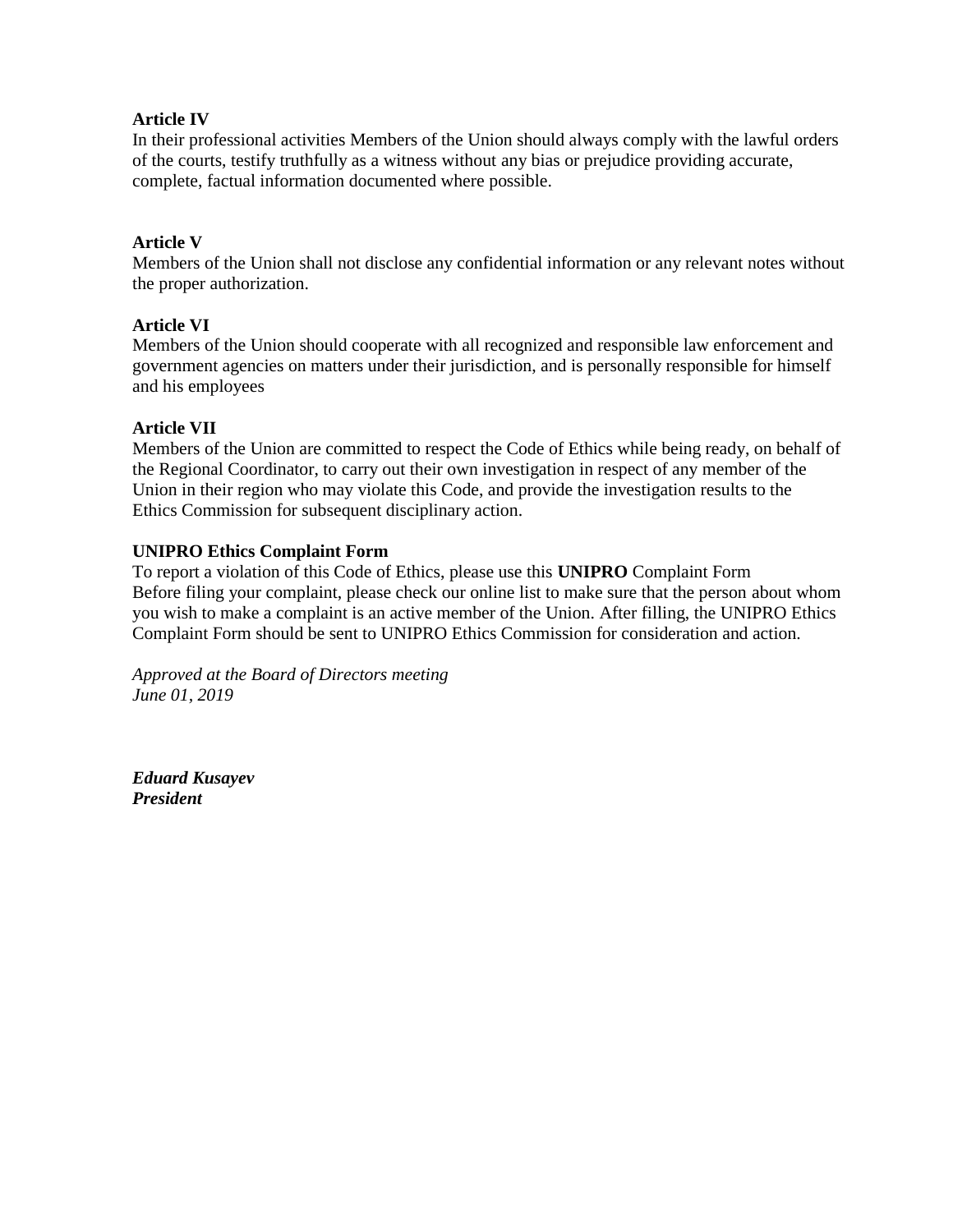**Article IV**
In their professional activities Members of the Union should always comply with the lawful orders of the courts, testify truthfully as a witness without any bias or prejudice providing accurate, complete, factual information documented where possible.

**Article V**
Members of the Union shall not disclose any confidential information or any relevant notes without the proper authorization.

**Article VI**
Members of the Union should cooperate with all recognized and responsible law enforcement and government agencies on matters under their jurisdiction, and is personally responsible for himself and his employees

**Article VII**
Members of the Union are committed to respect the Code of Ethics while being ready, on behalf of the Regional Coordinator, to carry out their own investigation in respect of any member of the Union in their region who may violate this Code, and provide the investigation results to the Ethics Commission for subsequent disciplinary action.

**UNIPRO Ethics Complaint Form**
To report a violation of this Code of Ethics, please use this **UNIPRO** Complaint Form
Before filing your complaint, please check our online list to make sure that the person about whom you wish to make a complaint is an active member of the Union. After filling, the UNIPRO Ethics Complaint Form should be sent to UNIPRO Ethics Commission for consideration and action.

*Approved at the Board of Directors meeting*
*June 01, 2019*

***Eduard Kusayev***
***President***